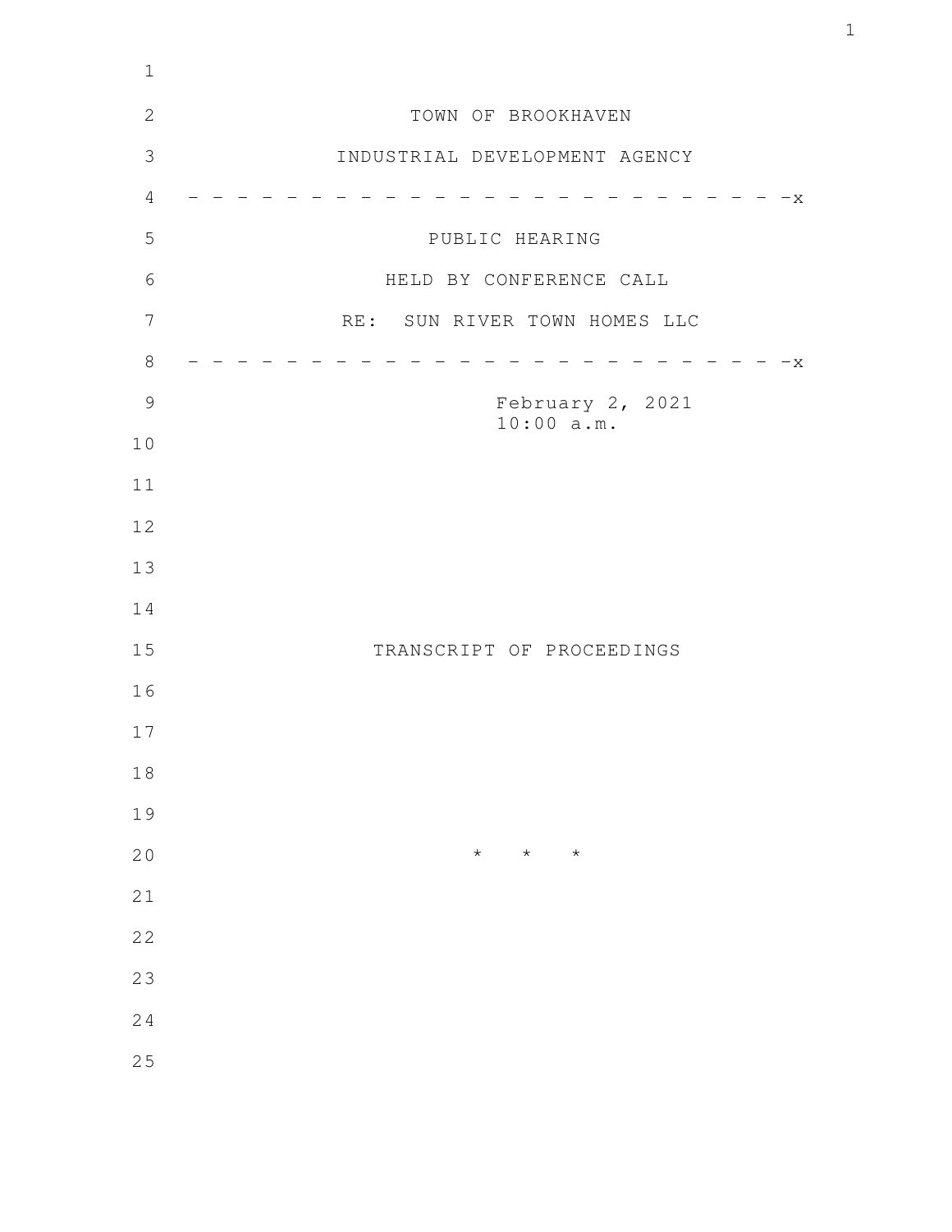TOWN OF BROOKHAVEN

INDUSTRIAL DEVELOPMENT AGENCY

- - - - - - - - - - - - - - - - - - - - - - - - - -x

PUBLIC HEARING

HELD BY CONFERENCE CALL

RE: SUN RIVER TOWN HOMES LLC

- - - - - - - - - - - - - - - - - - - - - - - - - -x

February 2, 2021
10:00 a.m.

TRANSCRIPT OF PROCEEDINGS

\* \* \*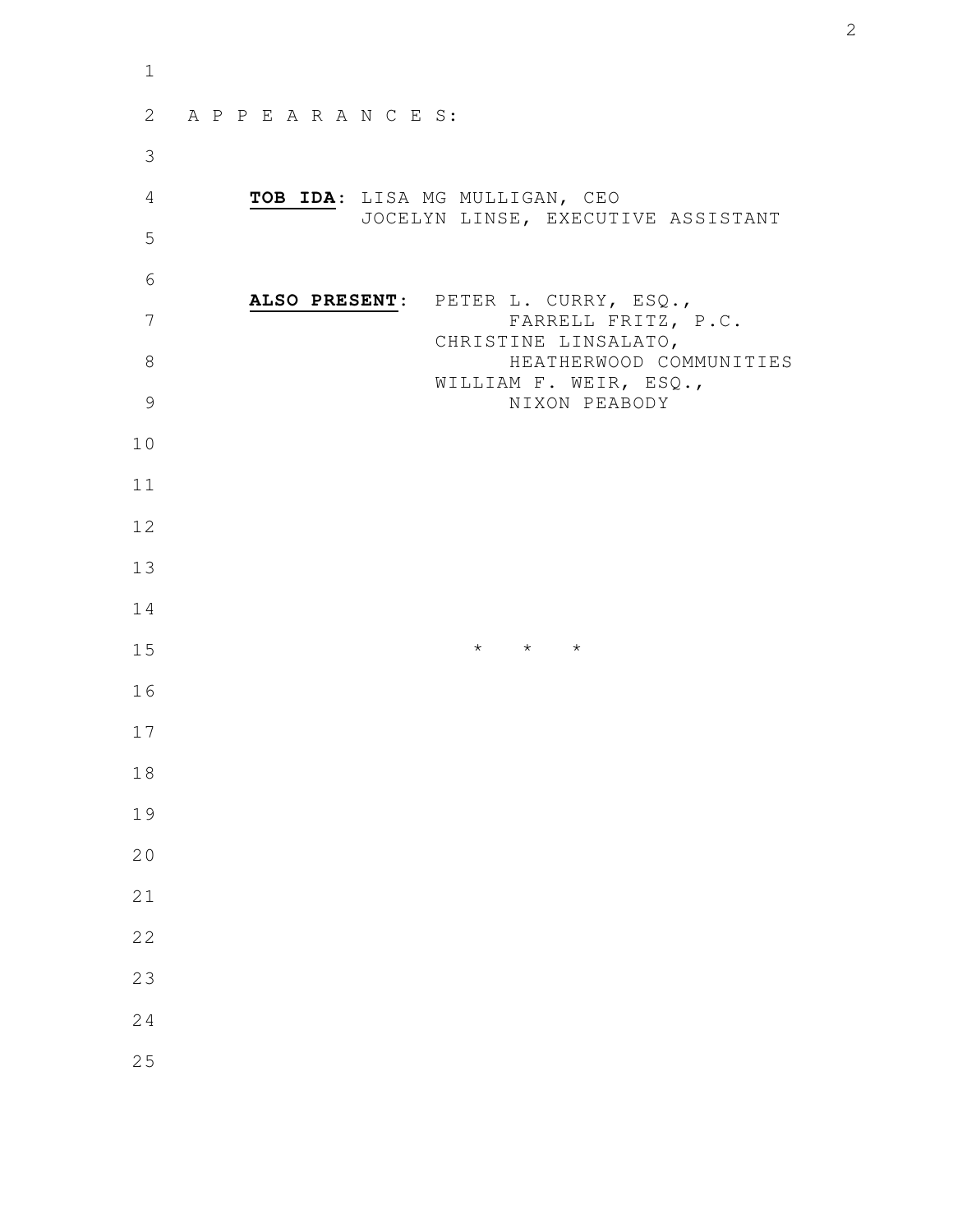A P P E A R A N C E S:

**TOB IDA**: LISA MG MULLIGAN, CEO
JOCELYN LINSE, EXECUTIVE ASSISTANT

**ALSO PRESENT**: PETER L. CURRY, ESQ.,
FARRELL FRITZ, P.C.
CHRISTINE LINSALATO,
HEATHERWOOD COMMUNITIES
WILLIAM F. WEIR, ESQ.,
NIXON PEABODY

\* \* \*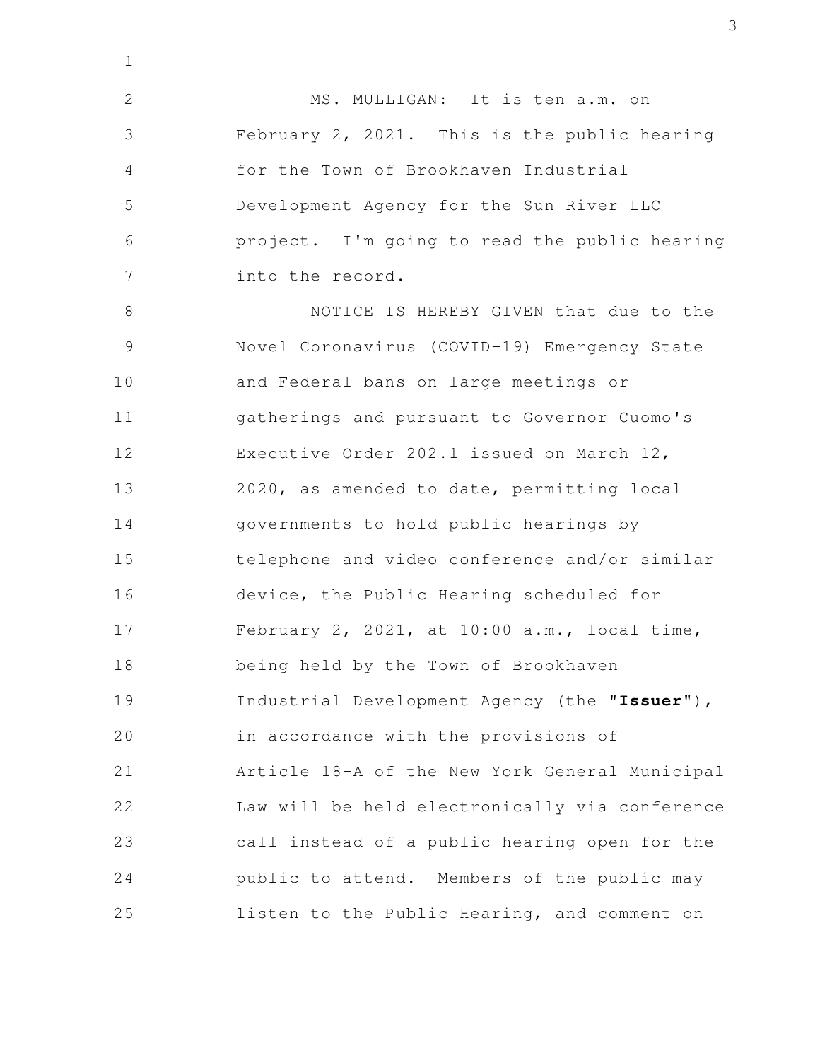MS. MULLIGAN: It is ten a.m. on February 2, 2021. This is the public hearing for the Town of Brookhaven Industrial Development Agency for the Sun River LLC project. I'm going to read the public hearing into the record.

NOTICE IS HEREBY GIVEN that due to the Novel Coronavirus (COVID-19) Emergency State and Federal bans on large meetings or gatherings and pursuant to Governor Cuomo's Executive Order 202.1 issued on March 12, 2020, as amended to date, permitting local governments to hold public hearings by telephone and video conference and/or similar device, the Public Hearing scheduled for February 2, 2021, at 10:00 a.m., local time, being held by the Town of Brookhaven Industrial Development Agency (the "**Issuer**"), in accordance with the provisions of Article 18-A of the New York General Municipal Law will be held electronically via conference call instead of a public hearing open for the public to attend. Members of the public may listen to the Public Hearing, and comment on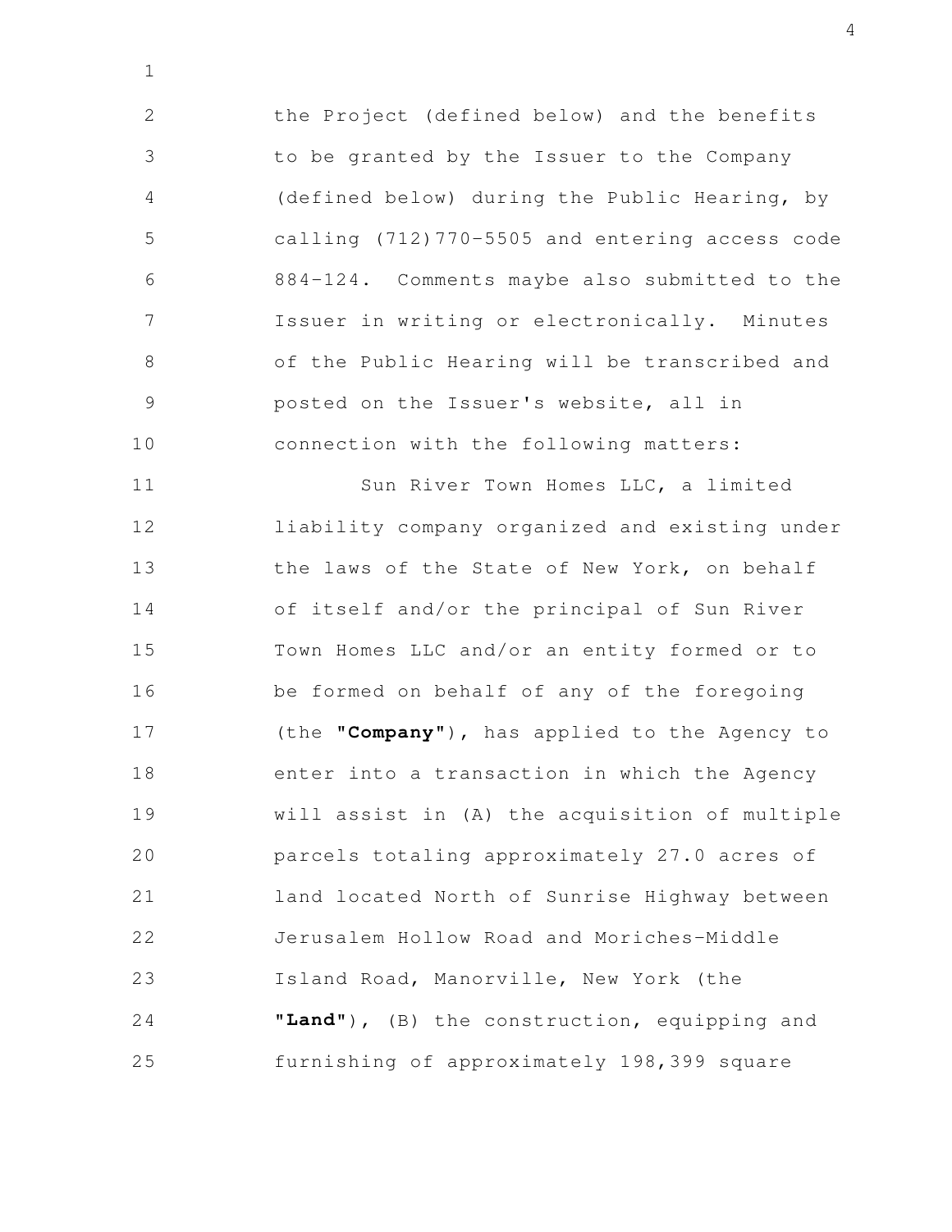the Project (defined below) and the benefits to be granted by the Issuer to the Company (defined below) during the Public Hearing, by calling (712)770-5505 and entering access code 884-124. Comments maybe also submitted to the Issuer in writing or electronically. Minutes of the Public Hearing will be transcribed and posted on the Issuer's website, all in connection with the following matters:

Sun River Town Homes LLC, a limited liability company organized and existing under the laws of the State of New York, on behalf of itself and/or the principal of Sun River Town Homes LLC and/or an entity formed or to be formed on behalf of any of the foregoing (the "**Company**"), has applied to the Agency to enter into a transaction in which the Agency will assist in (A) the acquisition of multiple parcels totaling approximately 27.0 acres of land located North of Sunrise Highway between Jerusalem Hollow Road and Moriches-Middle Island Road, Manorville, New York (the "**Land**"), (B) the construction, equipping and furnishing of approximately 198,399 square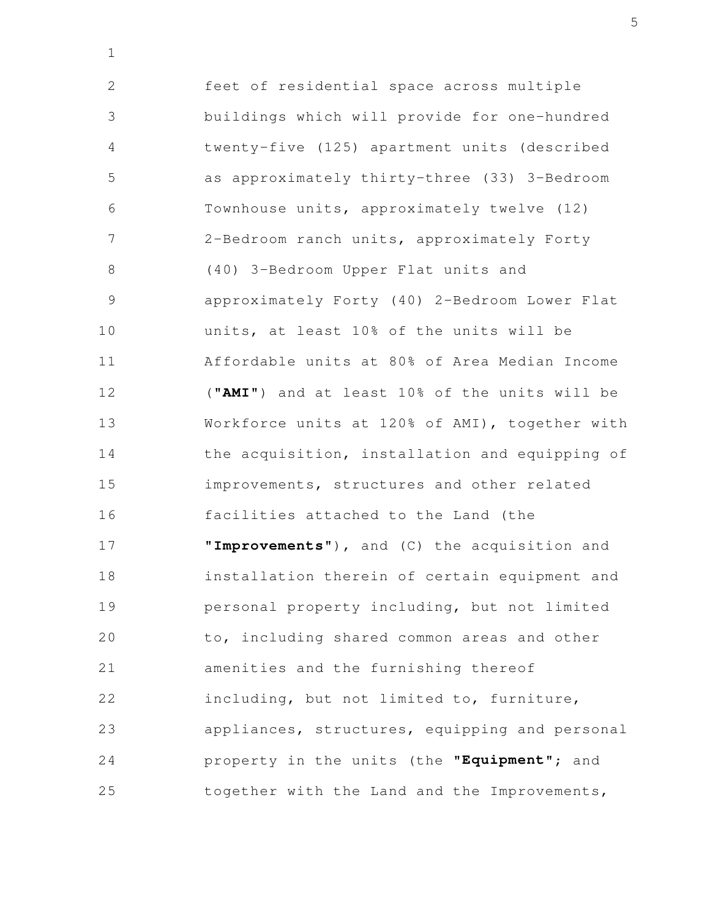feet of residential space across multiple buildings which will provide for one-hundred twenty-five (125) apartment units (described as approximately thirty-three (33) 3-Bedroom Townhouse units, approximately twelve (12) 2-Bedroom ranch units, approximately Forty (40) 3-Bedroom Upper Flat units and approximately Forty (40) 2-Bedroom Lower Flat units, at least 10% of the units will be Affordable units at 80% of Area Median Income ("**AMI**") and at least 10% of the units will be Workforce units at 120% of AMI), together with the acquisition, installation and equipping of improvements, structures and other related facilities attached to the Land (the "**Improvements**"), and (C) the acquisition and installation therein of certain equipment and personal property including, but not limited to, including shared common areas and other amenities and the furnishing thereof including, but not limited to, furniture, appliances, structures, equipping and personal property in the units (the "**Equipment**"; and together with the Land and the Improvements,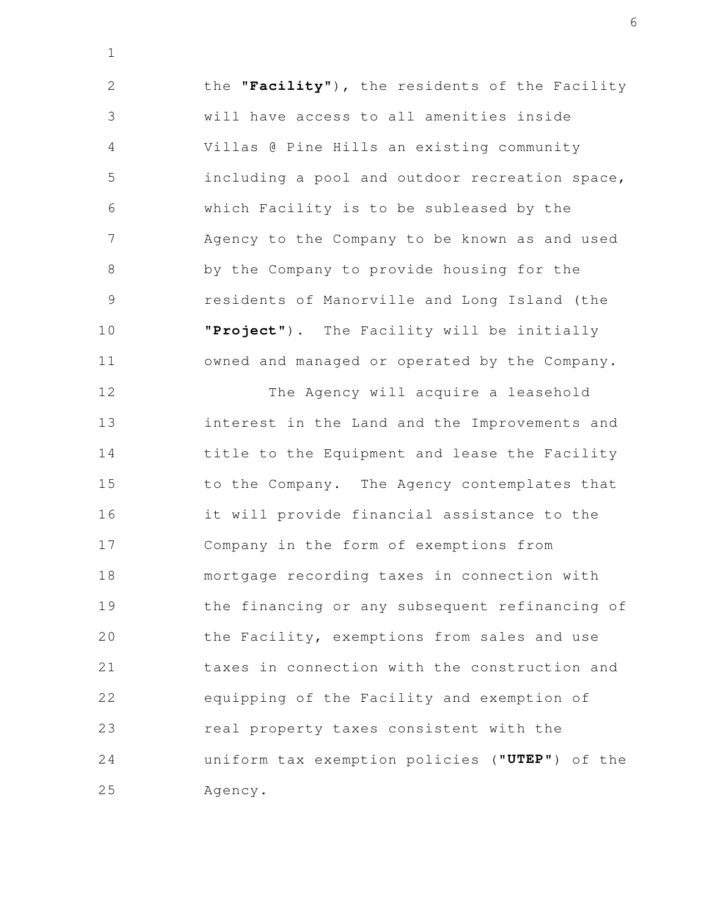the **"Facility"**), the residents of the Facility will have access to all amenities inside Villas @ Pine Hills an existing community including a pool and outdoor recreation space, which Facility is to be subleased by the Agency to the Company to be known as and used by the Company to provide housing for the residents of Manorville and Long Island (the **"Project"**). The Facility will be initially owned and managed or operated by the Company.

The Agency will acquire a leasehold interest in the Land and the Improvements and title to the Equipment and lease the Facility to the Company. The Agency contemplates that it will provide financial assistance to the Company in the form of exemptions from mortgage recording taxes in connection with the financing or any subsequent refinancing of the Facility, exemptions from sales and use taxes in connection with the construction and equipping of the Facility and exemption of real property taxes consistent with the uniform tax exemption policies (**"UTEP"**) of the Agency.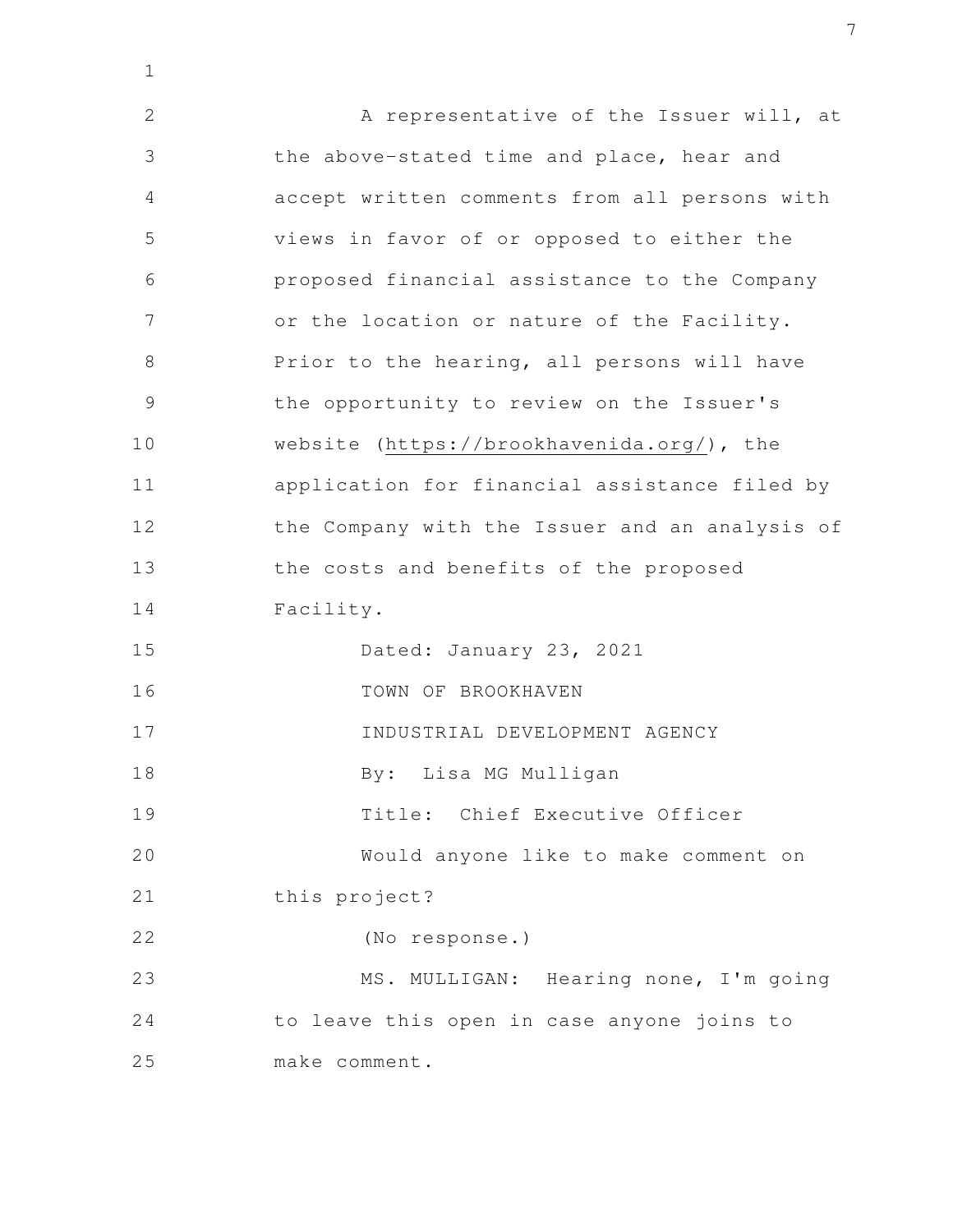A representative of the Issuer will, at the above-stated time and place, hear and accept written comments from all persons with views in favor of or opposed to either the proposed financial assistance to the Company or the location or nature of the Facility. Prior to the hearing, all persons will have the opportunity to review on the Issuer's website (https://brookhavenida.org/), the application for financial assistance filed by the Company with the Issuer and an analysis of the costs and benefits of the proposed Facility.

Dated: January 23, 2021

TOWN OF BROOKHAVEN
INDUSTRIAL DEVELOPMENT AGENCY

By: Lisa MG Mulligan

Title: Chief Executive Officer

Would anyone like to make comment on this project?

(No response.)

MS. MULLIGAN: Hearing none, I'm going to leave this open in case anyone joins to make comment.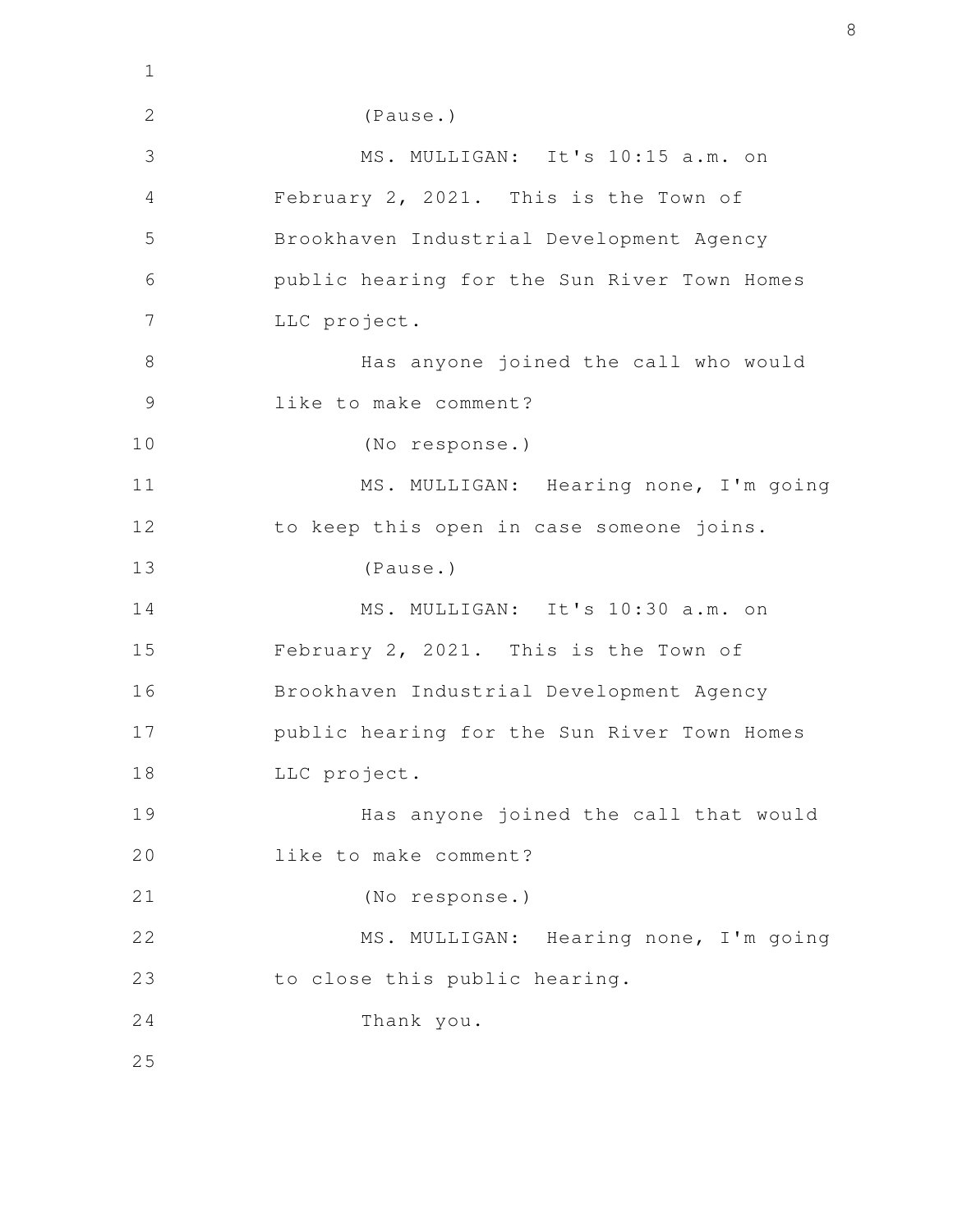(Pause.)

MS. MULLIGAN: It's 10:15 a.m. on February 2, 2021. This is the Town of Brookhaven Industrial Development Agency public hearing for the Sun River Town Homes LLC project.

Has anyone joined the call who would like to make comment?

(No response.)

MS. MULLIGAN: Hearing none, I'm going to keep this open in case someone joins.

(Pause.)

MS. MULLIGAN: It's 10:30 a.m. on February 2, 2021. This is the Town of Brookhaven Industrial Development Agency public hearing for the Sun River Town Homes LLC project.

Has anyone joined the call that would like to make comment?

(No response.)

MS. MULLIGAN: Hearing none, I'm going to close this public hearing.

Thank you.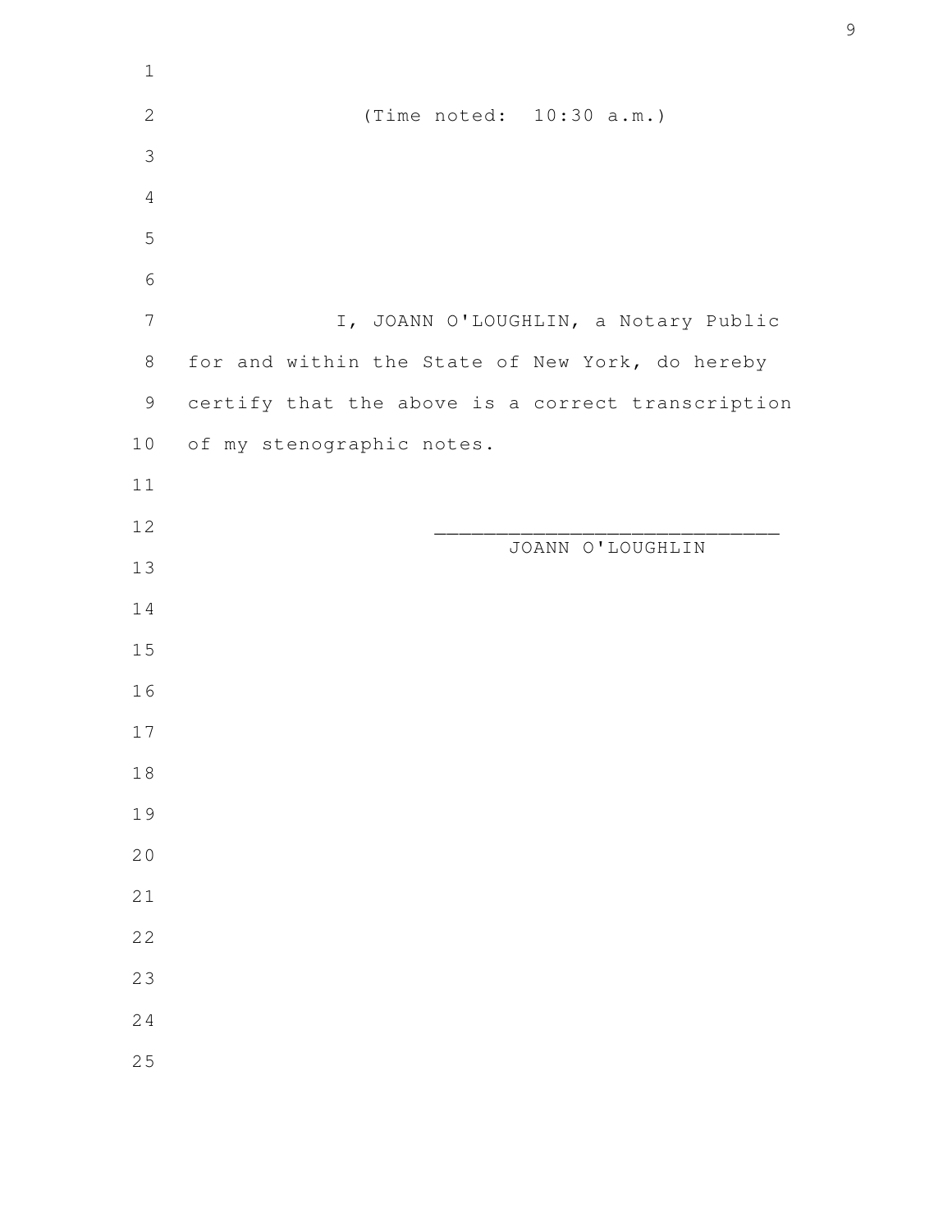(Time noted: 10:30 a.m.)

I, JOANN O'LOUGHLIN, a Notary Public for and within the State of New York, do hereby certify that the above is a correct transcription of my stenographic notes.

_____________________________
JOANN O'LOUGHLIN